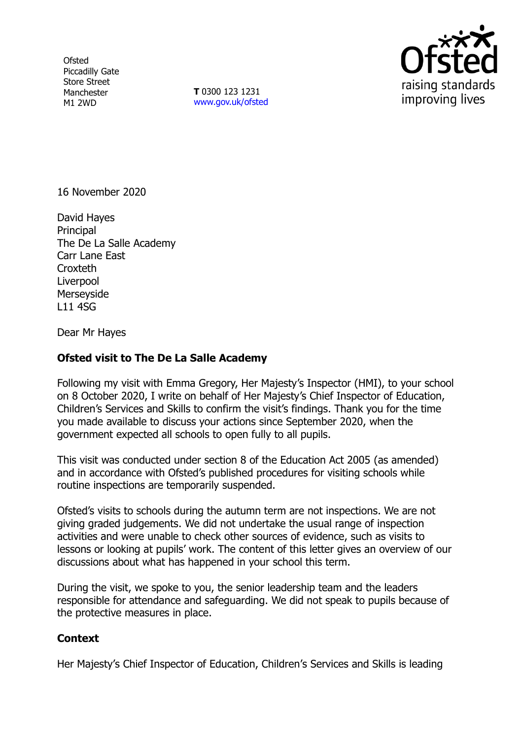Ofsted
Piccadilly Gate
Store Street
Manchester
M1 2WD

**T** 0300 123 1231
www.gov.uk/ofsted

16 November 2020

David Hayes
Principal
The De La Salle Academy
Carr Lane East
Croxteth
Liverpool
Merseyside
L11 4SG

Dear Mr Hayes

**Ofsted visit to The De La Salle Academy**

Following my visit with Emma Gregory, Her Majesty's Inspector (HMI), to your school on 8 October 2020, I write on behalf of Her Majesty's Chief Inspector of Education, Children's Services and Skills to confirm the visit's findings. Thank you for the time you made available to discuss your actions since September 2020, when the government expected all schools to open fully to all pupils.

This visit was conducted under section 8 of the Education Act 2005 (as amended) and in accordance with Ofsted's published procedures for visiting schools while routine inspections are temporarily suspended.

Ofsted's visits to schools during the autumn term are not inspections. We are not giving graded judgements. We did not undertake the usual range of inspection activities and were unable to check other sources of evidence, such as visits to lessons or looking at pupils' work. The content of this letter gives an overview of our discussions about what has happened in your school this term.

During the visit, we spoke to you, the senior leadership team and the leaders responsible for attendance and safeguarding. We did not speak to pupils because of the protective measures in place.

**Context**

Her Majesty's Chief Inspector of Education, Children's Services and Skills is leading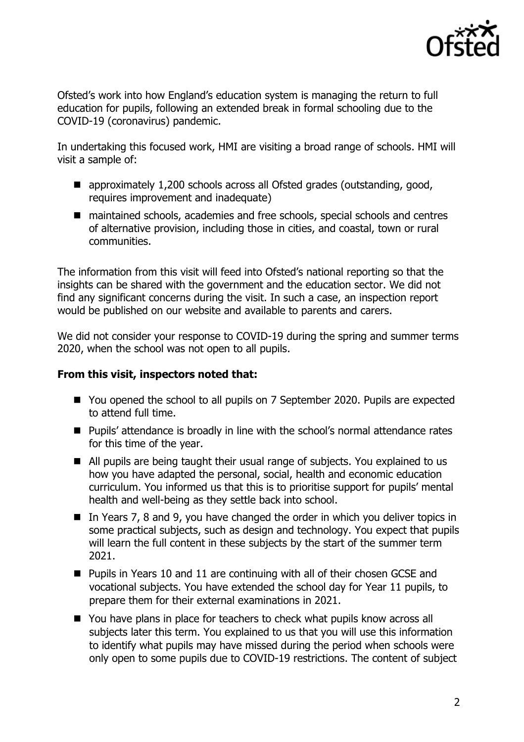Ofsted's work into how England's education system is managing the return to full education for pupils, following an extended break in formal schooling due to the COVID-19 (coronavirus) pandemic.

In undertaking this focused work, HMI are visiting a broad range of schools. HMI will visit a sample of:

- approximately 1,200 schools across all Ofsted grades (outstanding, good, requires improvement and inadequate)
- maintained schools, academies and free schools, special schools and centres of alternative provision, including those in cities, and coastal, town or rural communities.

The information from this visit will feed into Ofsted's national reporting so that the insights can be shared with the government and the education sector. We did not find any significant concerns during the visit. In such a case, an inspection report would be published on our website and available to parents and carers.

We did not consider your response to COVID-19 during the spring and summer terms 2020, when the school was not open to all pupils.

**From this visit, inspectors noted that:**

- You opened the school to all pupils on 7 September 2020. Pupils are expected to attend full time.
- Pupils' attendance is broadly in line with the school's normal attendance rates for this time of the year.
- All pupils are being taught their usual range of subjects. You explained to us how you have adapted the personal, social, health and economic education curriculum. You informed us that this is to prioritise support for pupils' mental health and well-being as they settle back into school.
- In Years 7, 8 and 9, you have changed the order in which you deliver topics in some practical subjects, such as design and technology. You expect that pupils will learn the full content in these subjects by the start of the summer term 2021.
- Pupils in Years 10 and 11 are continuing with all of their chosen GCSE and vocational subjects. You have extended the school day for Year 11 pupils, to prepare them for their external examinations in 2021.
- You have plans in place for teachers to check what pupils know across all subjects later this term. You explained to us that you will use this information to identify what pupils may have missed during the period when schools were only open to some pupils due to COVID-19 restrictions. The content of subject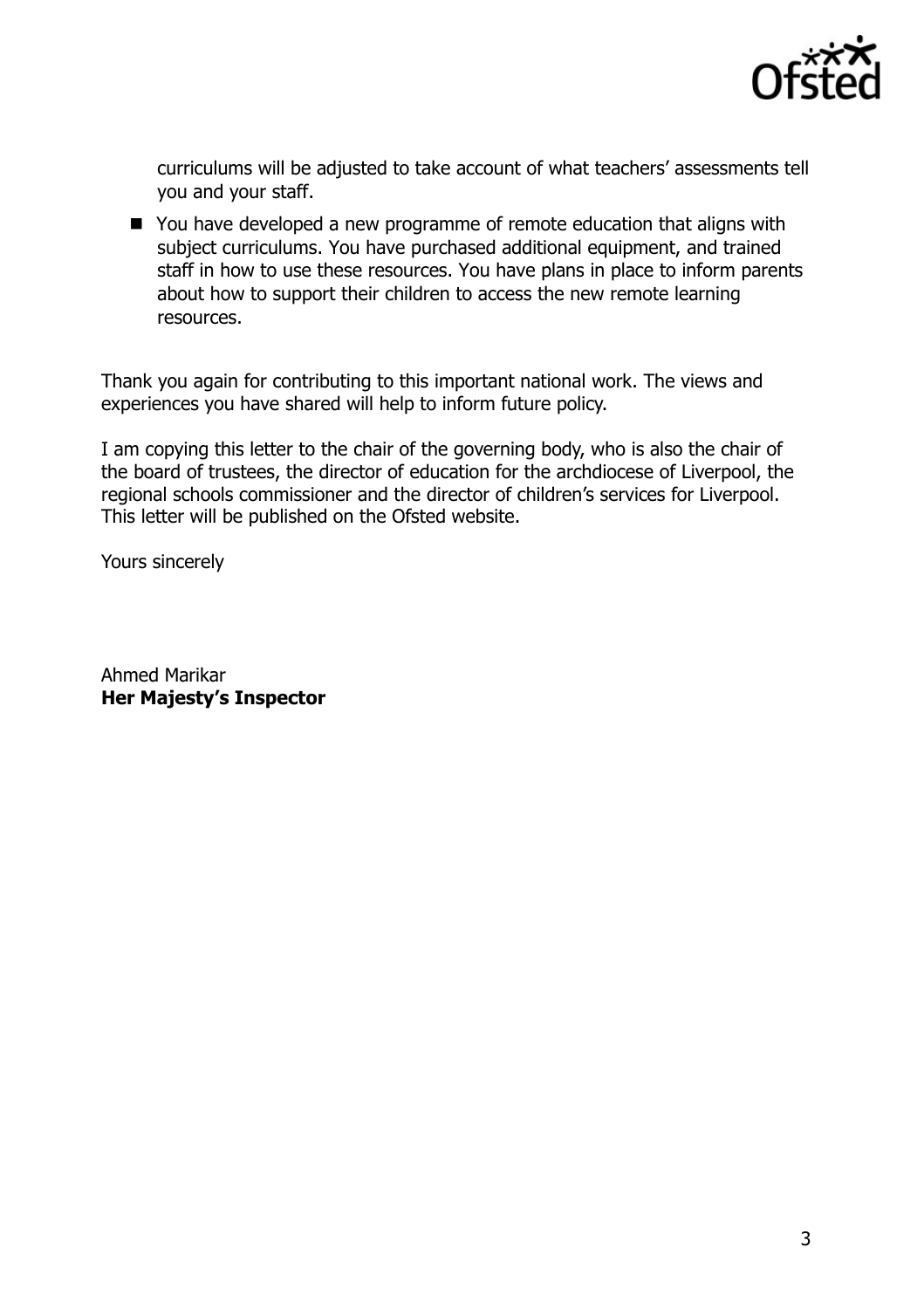curriculums will be adjusted to take account of what teachers' assessments tell you and your staff.

- You have developed a new programme of remote education that aligns with subject curriculums. You have purchased additional equipment, and trained staff in how to use these resources. You have plans in place to inform parents about how to support their children to access the new remote learning resources.

Thank you again for contributing to this important national work. The views and experiences you have shared will help to inform future policy.

I am copying this letter to the chair of the governing body, who is also the chair of the board of trustees, the director of education for the archdiocese of Liverpool, the regional schools commissioner and the director of children's services for Liverpool. This letter will be published on the Ofsted website.

Yours sincerely

Ahmed Marikar
**Her Majesty's Inspector**